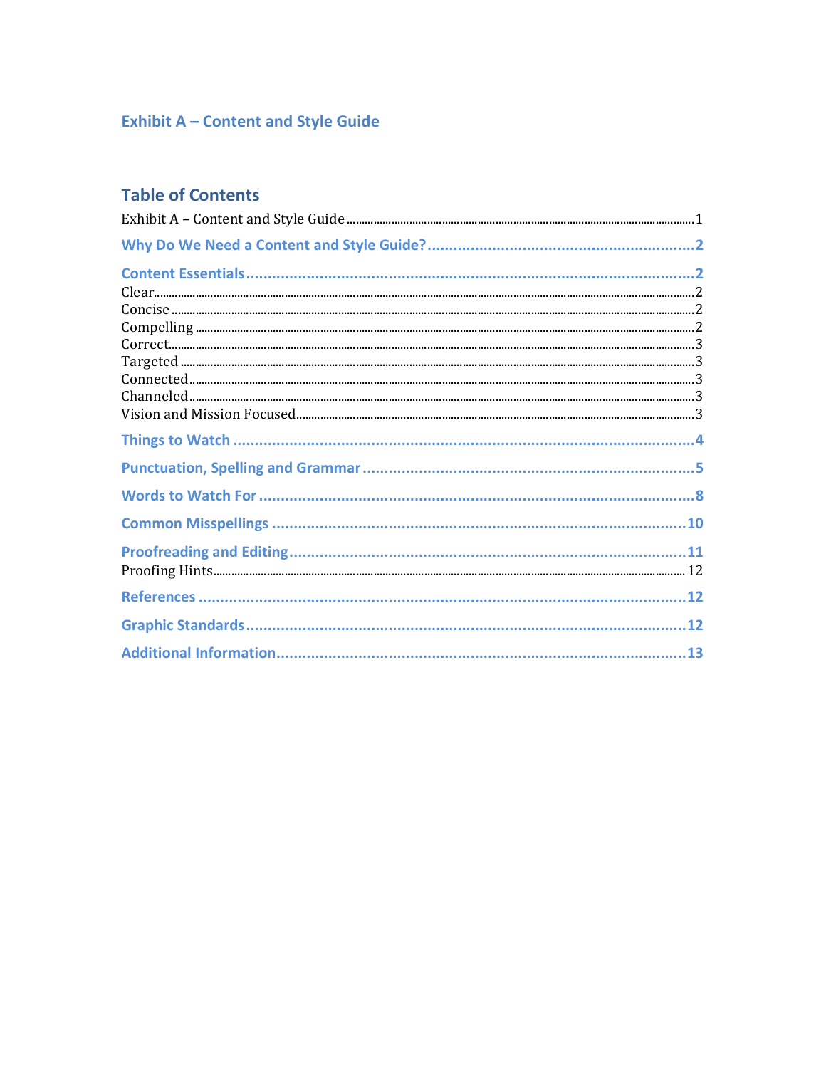## Exhibit A – Content and Style Guide

### Table of Contents

Exhibit A – Content and Style Guide ........ 1

**Why Do We Need a Content and Style Guide?** ........ 2

**Content Essentials** ........ 2

- Clear ........ 2
- Concise ........ 2
- Compelling ........ 2
- Correct ........ 3
- Targeted ........ 3
- Connected ........ 3
- Channeled ........ 3
- Vision and Mission Focused ........ 3

**Things to Watch** ........ 4

**Punctuation, Spelling and Grammar** ........ 5

**Words to Watch For** ........ 8

**Common Misspellings** ........ 10

**Proofreading and Editing** ........ 11

- Proofing Hints ........ 12

**References** ........ 12

**Graphic Standards** ........ 12

**Additional Information** ........ 13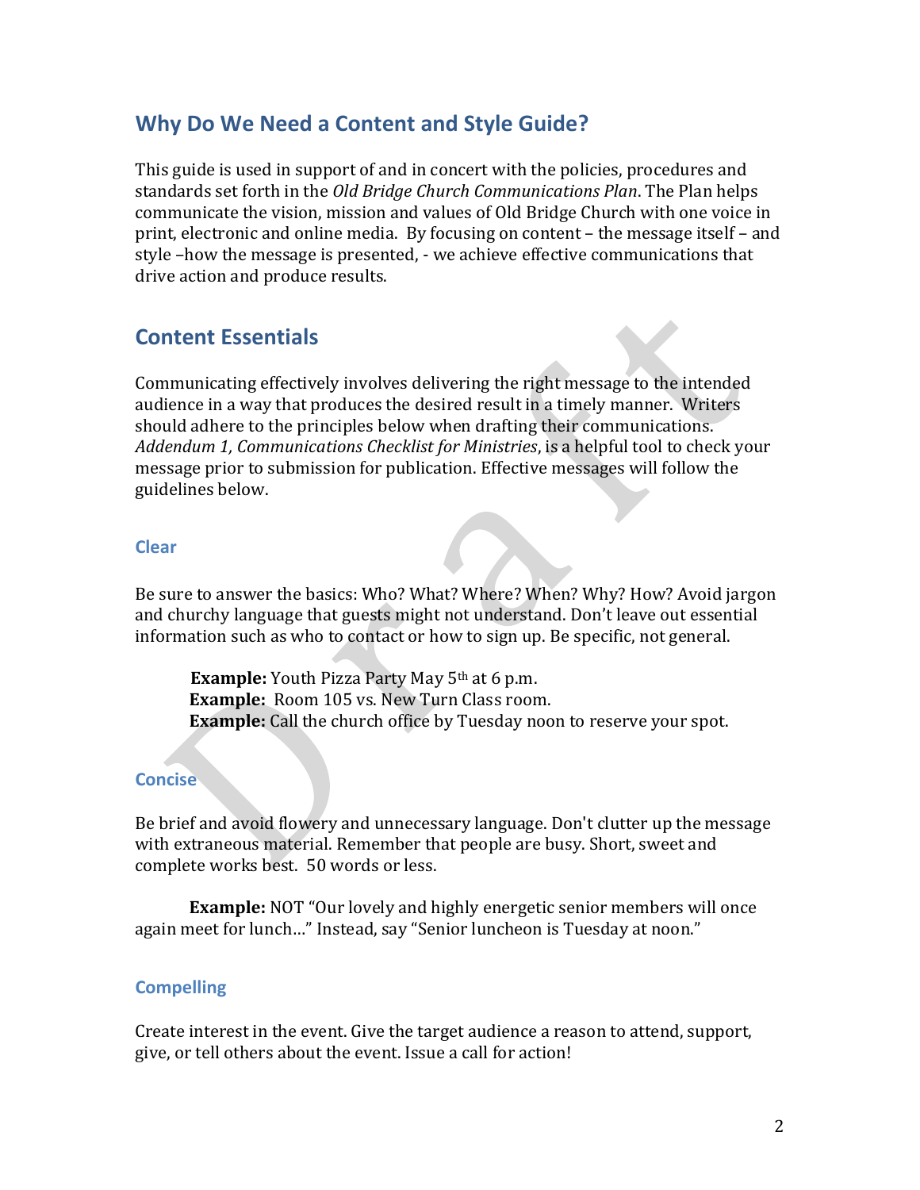## Why Do We Need a Content and Style Guide?

This guide is used in support of and in concert with the policies, procedures and standards set forth in the *Old Bridge Church Communications Plan*. The Plan helps communicate the vision, mission and values of Old Bridge Church with one voice in print, electronic and online media. By focusing on content – the message itself – and style –how the message is presented, - we achieve effective communications that drive action and produce results.

## Content Essentials

Communicating effectively involves delivering the right message to the intended audience in a way that produces the desired result in a timely manner. Writers should adhere to the principles below when drafting their communications. *Addendum 1, Communications Checklist for Ministries*, is a helpful tool to check your message prior to submission for publication. Effective messages will follow the guidelines below.

### Clear

Be sure to answer the basics: Who? What? Where? When? Why? How? Avoid jargon and churchy language that guests might not understand. Don't leave out essential information such as who to contact or how to sign up. Be specific, not general.

**Example:** Youth Pizza Party May 5th at 6 p.m.
**Example:** Room 105 vs. New Turn Class room.
**Example:** Call the church office by Tuesday noon to reserve your spot.

### Concise

Be brief and avoid flowery and unnecessary language. Don't clutter up the message with extraneous material. Remember that people are busy. Short, sweet and complete works best. 50 words or less.

**Example:** NOT "Our lovely and highly energetic senior members will once again meet for lunch…" Instead, say "Senior luncheon is Tuesday at noon."

### Compelling

Create interest in the event. Give the target audience a reason to attend, support, give, or tell others about the event. Issue a call for action!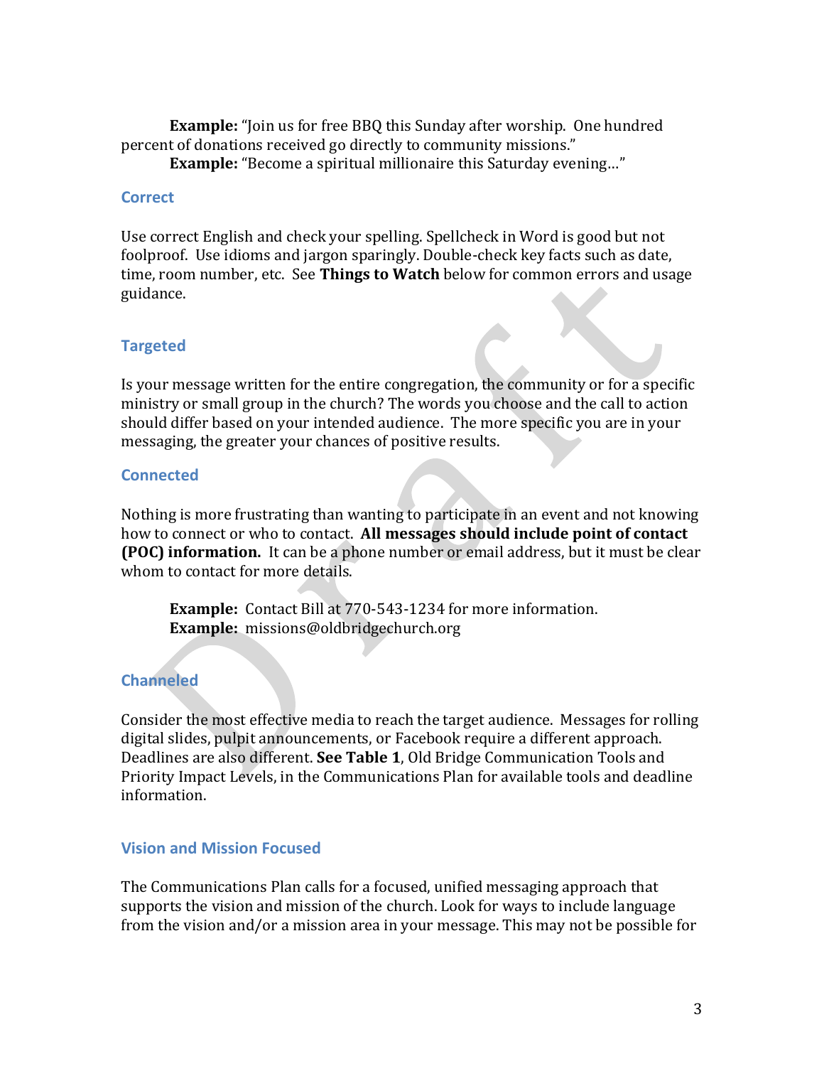**Example:** "Join us for free BBQ this Sunday after worship. One hundred percent of donations received go directly to community missions."

**Example:** "Become a spiritual millionaire this Saturday evening…"

### Correct

Use correct English and check your spelling. Spellcheck in Word is good but not foolproof. Use idioms and jargon sparingly. Double-check key facts such as date, time, room number, etc. See **Things to Watch** below for common errors and usage guidance.

### Targeted

Is your message written for the entire congregation, the community or for a specific ministry or small group in the church? The words you choose and the call to action should differ based on your intended audience. The more specific you are in your messaging, the greater your chances of positive results.

### Connected

Nothing is more frustrating than wanting to participate in an event and not knowing how to connect or who to contact. **All messages should include point of contact (POC) information.** It can be a phone number or email address, but it must be clear whom to contact for more details.

**Example:** Contact Bill at 770-543-1234 for more information.

**Example:** missions@oldbridgechurch.org

### Channeled

Consider the most effective media to reach the target audience. Messages for rolling digital slides, pulpit announcements, or Facebook require a different approach. Deadlines are also different. **See Table 1**, Old Bridge Communication Tools and Priority Impact Levels, in the Communications Plan for available tools and deadline information.

### Vision and Mission Focused

The Communications Plan calls for a focused, unified messaging approach that supports the vision and mission of the church. Look for ways to include language from the vision and/or a mission area in your message. This may not be possible for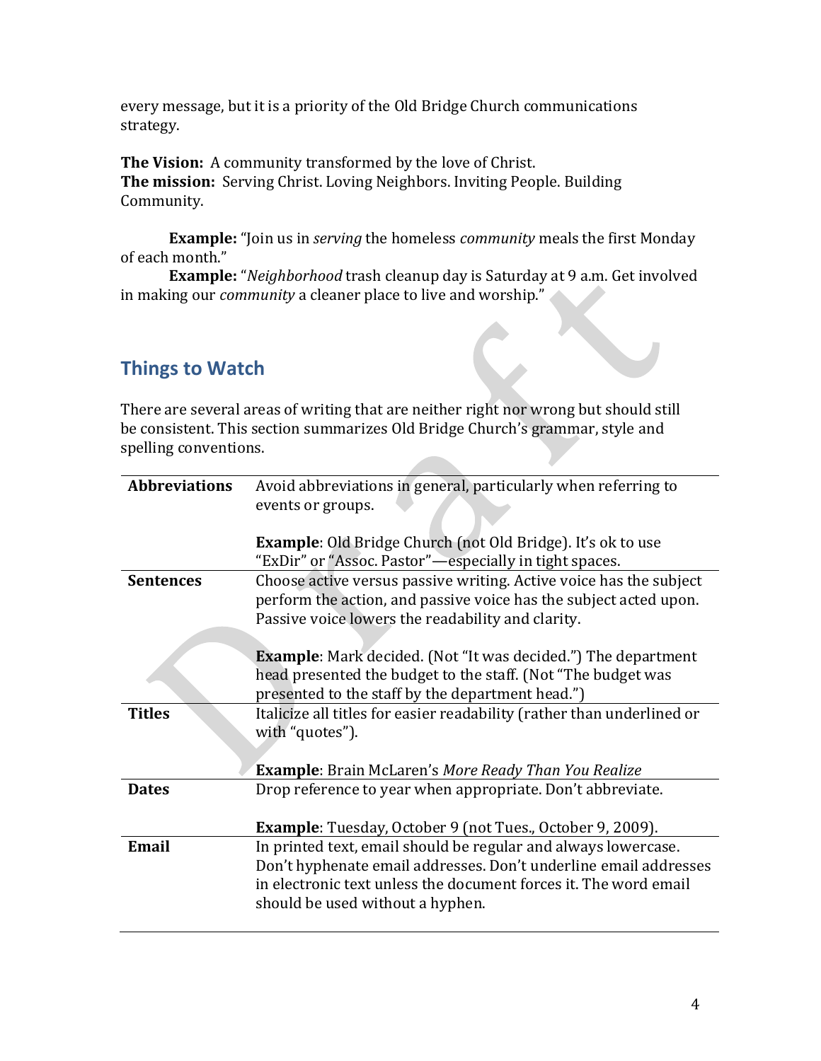every message, but it is a priority of the Old Bridge Church communications strategy.

**The Vision:** A community transformed by the love of Christ.
**The mission:** Serving Christ. Loving Neighbors. Inviting People. Building Community.

**Example:** "Join us in *serving* the homeless *community* meals the first Monday of each month."
**Example:** "*Neighborhood* trash cleanup day is Saturday at 9 a.m. Get involved in making our *community* a cleaner place to live and worship."

## Things to Watch

There are several areas of writing that are neither right nor wrong but should still be consistent. This section summarizes Old Bridge Church's grammar, style and spelling conventions.

| | |
|---|---|
| **Abbreviations** | Avoid abbreviations in general, particularly when referring to events or groups.<br><br>**Example**: Old Bridge Church (not Old Bridge). It's ok to use "ExDir" or "Assoc. Pastor"—especially in tight spaces. |
| **Sentences** | Choose active versus passive writing. Active voice has the subject perform the action, and passive voice has the subject acted upon. Passive voice lowers the readability and clarity.<br><br>**Example**: Mark decided. (Not "It was decided.") The department head presented the budget to the staff. (Not "The budget was presented to the staff by the department head.") |
| **Titles** | Italicize all titles for easier readability (rather than underlined or with "quotes").<br><br>**Example**: Brain McLaren's *More Ready Than You Realize* |
| **Dates** | Drop reference to year when appropriate. Don't abbreviate.<br><br>**Example**: Tuesday, October 9 (not Tues., October 9, 2009). |
| **Email** | In printed text, email should be regular and always lowercase. Don't hyphenate email addresses. Don't underline email addresses in electronic text unless the document forces it. The word email should be used without a hyphen. |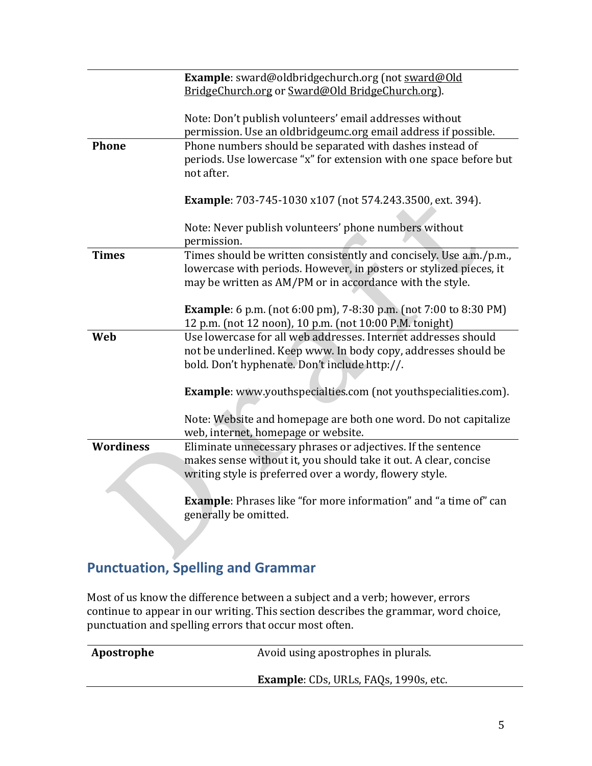| | |
|---|---|
| | **Example**: sward@oldbridgechurch.org (not sward@Old BridgeChurch.org or Sward@Old BridgeChurch.org).<br><br>Note: Don't publish volunteers' email addresses without permission. Use an oldbridgeumc.org email address if possible. |
| **Phone** | Phone numbers should be separated with dashes instead of periods. Use lowercase "x" for extension with one space before but not after.<br><br>**Example**: 703-745-1030 x107 (not 574.243.3500, ext. 394).<br><br>Note: Never publish volunteers' phone numbers without permission. |
| **Times** | Times should be written consistently and concisely. Use a.m./p.m., lowercase with periods. However, in posters or stylized pieces, it may be written as AM/PM or in accordance with the style.<br><br>**Example**: 6 p.m. (not 6:00 pm), 7-8:30 p.m. (not 7:00 to 8:30 PM) 12 p.m. (not 12 noon), 10 p.m. (not 10:00 P.M. tonight) |
| **Web** | Use lowercase for all web addresses. Internet addresses should not be underlined. Keep www. In body copy, addresses should be bold. Don't hyphenate. Don't include http://.<br><br>**Example**: www.youthspecialties.com (not youthspecialities.com).<br><br>Note: Website and homepage are both one word. Do not capitalize web, internet, homepage or website. |
| **Wordiness** | Eliminate unnecessary phrases or adjectives. If the sentence makes sense without it, you should take it out. A clear, concise writing style is preferred over a wordy, flowery style.<br><br>**Example**: Phrases like "for more information" and "a time of" can generally be omitted. |

## Punctuation, Spelling and Grammar

Most of us know the difference between a subject and a verb; however, errors continue to appear in our writing. This section describes the grammar, word choice, punctuation and spelling errors that occur most often.

| | |
|---|---|
| **Apostrophe** | Avoid using apostrophes in plurals.<br><br>**Example**: CDs, URLs, FAQs, 1990s, etc. |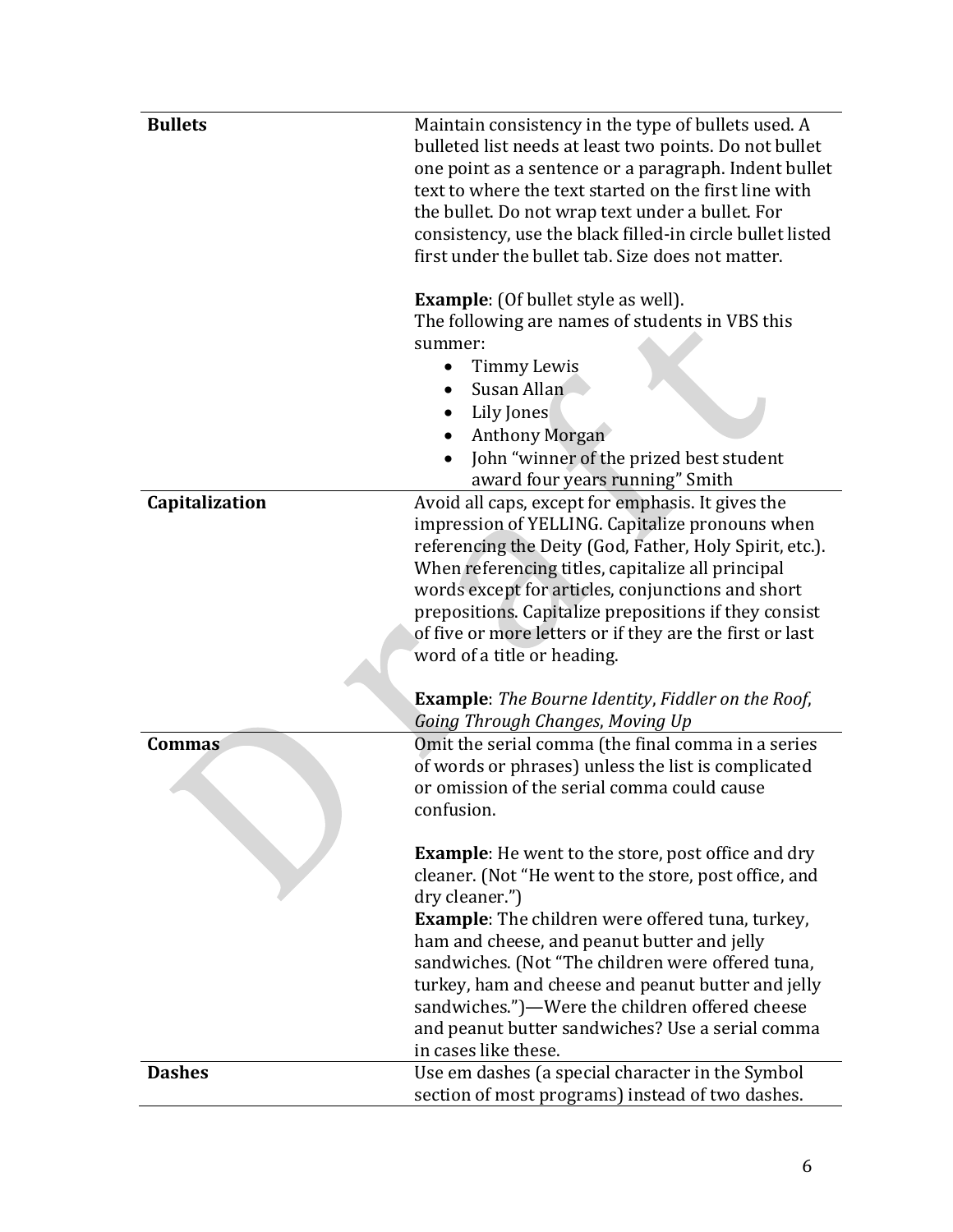| | |
|---|---|
| **Bullets** | Maintain consistency in the type of bullets used. A bulleted list needs at least two points. Do not bullet one point as a sentence or a paragraph. Indent bullet text to where the text started on the first line with the bullet. Do not wrap text under a bullet. For consistency, use the black filled-in circle bullet listed first under the bullet tab. Size does not matter.<br><br>**Example**: (Of bullet style as well).<br>The following are names of students in VBS this summer:<br>• Timmy Lewis<br>• Susan Allan<br>• Lily Jones<br>• Anthony Morgan<br>• John “winner of the prized best student award four years running” Smith |
| **Capitalization** | Avoid all caps, except for emphasis. It gives the impression of YELLING. Capitalize pronouns when referencing the Deity (God, Father, Holy Spirit, etc.). When referencing titles, capitalize all principal words except for articles, conjunctions and short prepositions. Capitalize prepositions if they consist of five or more letters or if they are the first or last word of a title or heading.<br><br>**Example**: *The Bourne Identity*, *Fiddler on the Roof*, *Going Through Changes*, *Moving Up* |
| **Commas** | Omit the serial comma (the final comma in a series of words or phrases) unless the list is complicated or omission of the serial comma could cause confusion.<br><br>**Example**: He went to the store, post office and dry cleaner. (Not “He went to the store, post office, and dry cleaner.”)<br>**Example**: The children were offered tuna, turkey, ham and cheese, and peanut butter and jelly sandwiches. (Not “The children were offered tuna, turkey, ham and cheese and peanut butter and jelly sandwiches.”)—Were the children offered cheese and peanut butter sandwiches? Use a serial comma in cases like these. |
| **Dashes** | Use em dashes (a special character in the Symbol section of most programs) instead of two dashes. |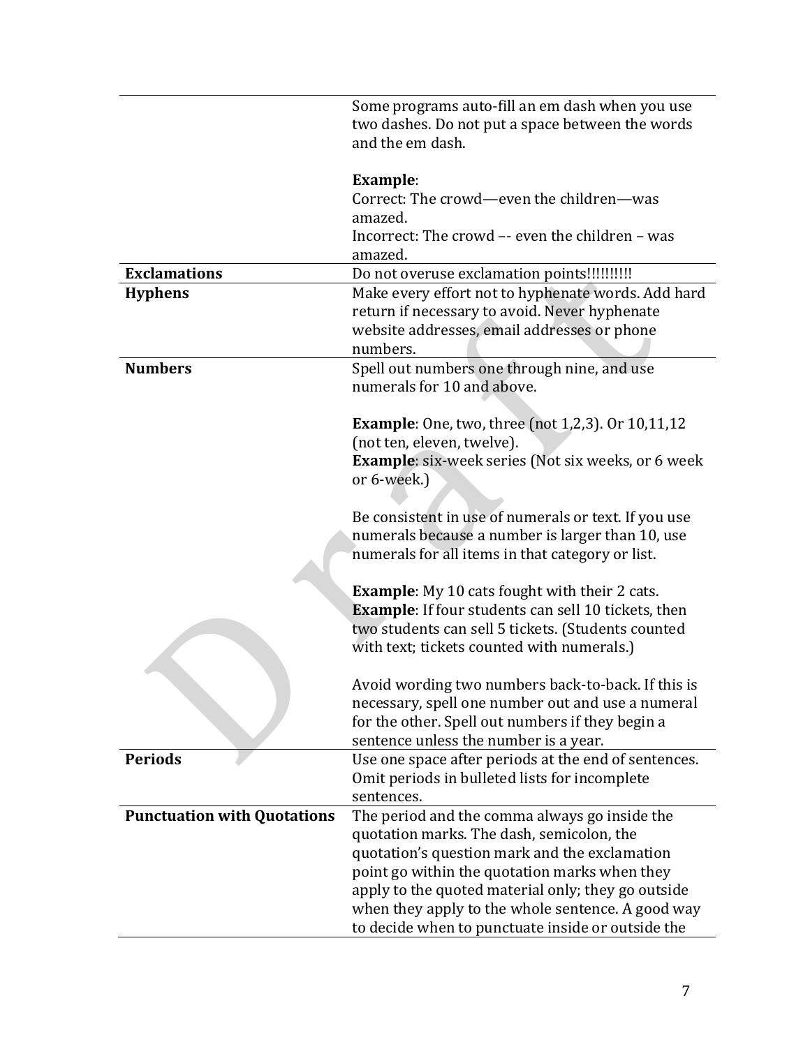| | |
|---|---|
| | Some programs auto-fill an em dash when you use two dashes. Do not put a space between the words and the em dash.<br><br>**Example**:<br>Correct: The crowd—even the children—was amazed.<br>Incorrect: The crowd –- even the children – was amazed. |
| **Exclamations** | Do not overuse exclamation points!!!!!!!!!! |
| **Hyphens** | Make every effort not to hyphenate words. Add hard return if necessary to avoid. Never hyphenate website addresses, email addresses or phone numbers. |
| **Numbers** | Spell out numbers one through nine, and use numerals for 10 and above.<br><br>**Example**: One, two, three (not 1,2,3). Or 10,11,12 (not ten, eleven, twelve).<br>**Example**: six-week series (Not six weeks, or 6 week or 6-week.)<br><br>Be consistent in use of numerals or text. If you use numerals because a number is larger than 10, use numerals for all items in that category or list.<br><br>**Example**: My 10 cats fought with their 2 cats.<br>**Example**: If four students can sell 10 tickets, then two students can sell 5 tickets. (Students counted with text; tickets counted with numerals.)<br><br>Avoid wording two numbers back-to-back. If this is necessary, spell one number out and use a numeral for the other. Spell out numbers if they begin a sentence unless the number is a year. |
| **Periods** | Use one space after periods at the end of sentences. Omit periods in bulleted lists for incomplete sentences. |
| **Punctuation with Quotations** | The period and the comma always go inside the quotation marks. The dash, semicolon, the quotation's question mark and the exclamation point go within the quotation marks when they apply to the quoted material only; they go outside when they apply to the whole sentence. A good way to decide when to punctuate inside or outside the |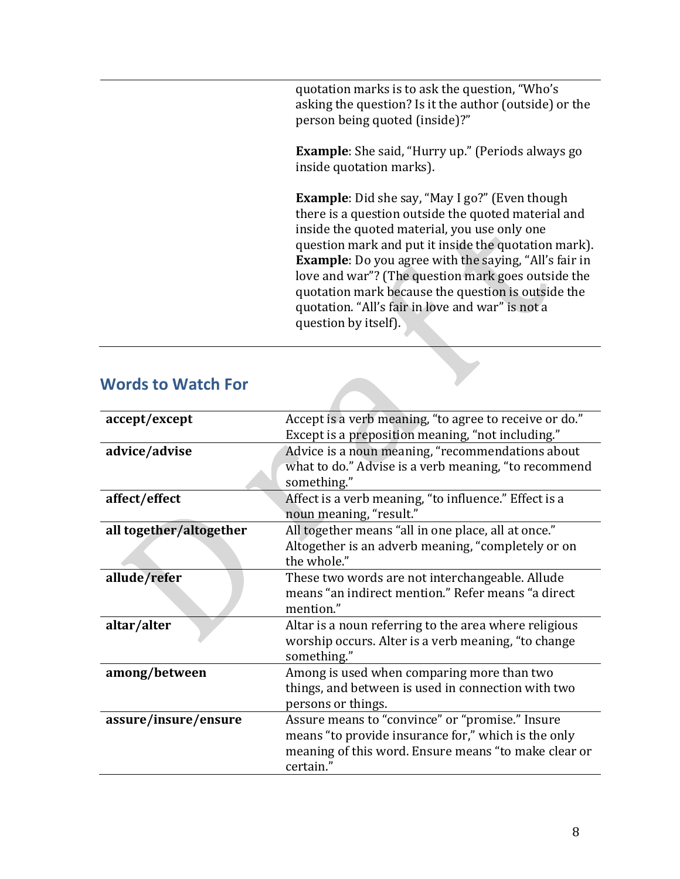| | quotation marks is to ask the question, "Who's asking the question? Is it the author (outside) or the person being quoted (inside)?"<br><br>**Example**: She said, "Hurry up." (Periods always go inside quotation marks).<br><br>**Example**: Did she say, "May I go?" (Even though there is a question outside the quoted material and inside the quoted material, you use only one question mark and put it inside the quotation mark).<br>**Example**: Do you agree with the saying, "All's fair in love and war"? (The question mark goes outside the quotation mark because the question is outside the quotation. "All's fair in love and war" is not a question by itself). |
|---|---|

## Words to Watch For

| | |
|---|---|
| **accept/except** | Accept is a verb meaning, "to agree to receive or do." Except is a preposition meaning, "not including." |
| **advice/advise** | Advice is a noun meaning, "recommendations about what to do." Advise is a verb meaning, "to recommend something." |
| **affect/effect** | Affect is a verb meaning, "to influence." Effect is a noun meaning, "result." |
| **all together/altogether** | All together means "all in one place, all at once." Altogether is an adverb meaning, "completely or on the whole." |
| **allude/refer** | These two words are not interchangeable. Allude means "an indirect mention." Refer means "a direct mention." |
| **altar/alter** | Altar is a noun referring to the area where religious worship occurs. Alter is a verb meaning, "to change something." |
| **among/between** | Among is used when comparing more than two things, and between is used in connection with two persons or things. |
| **assure/insure/ensure** | Assure means to "convince" or "promise." Insure means "to provide insurance for," which is the only meaning of this word. Ensure means "to make clear or certain." |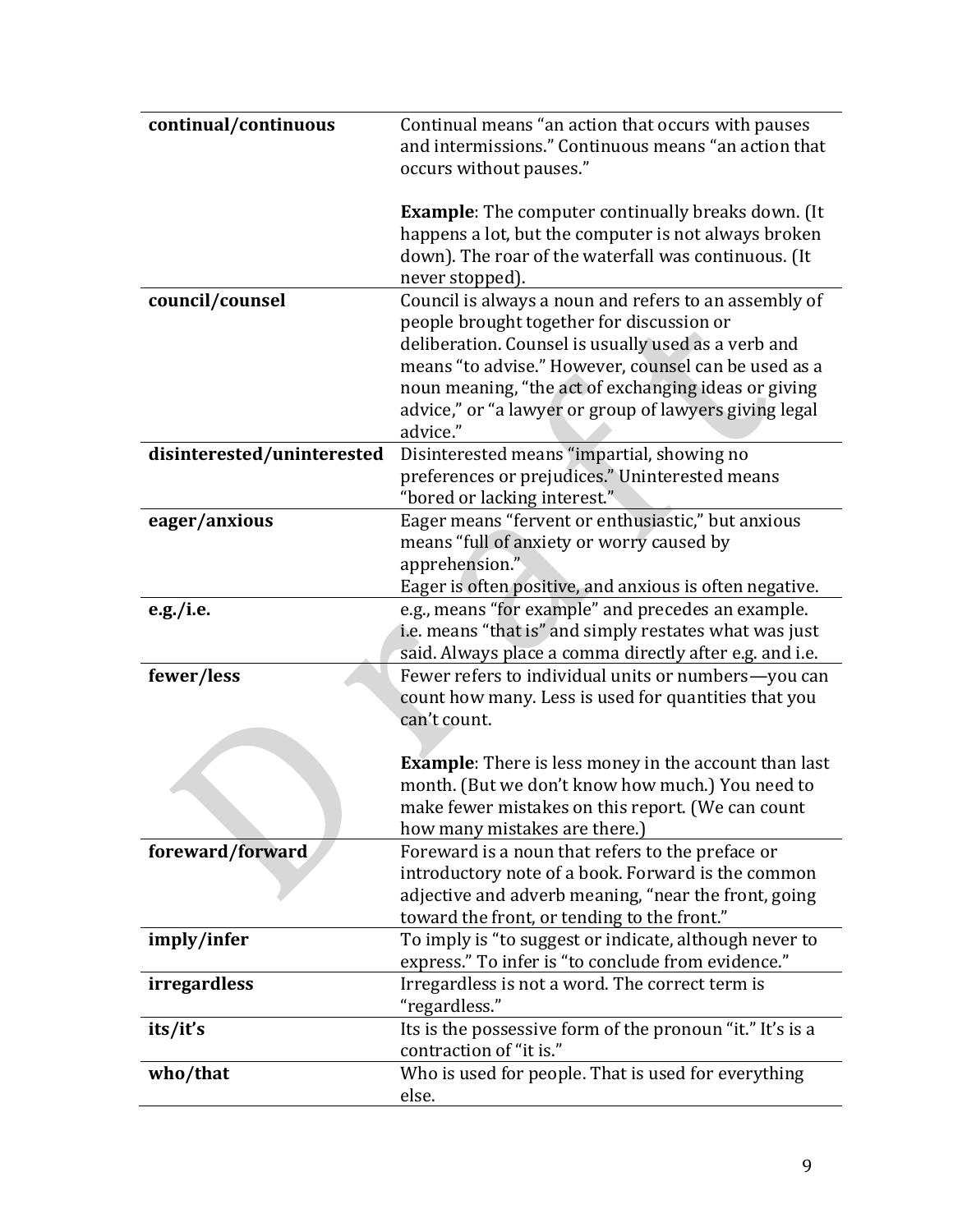| | |
|---|---|
| **continual/continuous** | Continual means "an action that occurs with pauses and intermissions." Continuous means "an action that occurs without pauses."<br><br>**Example**: The computer continually breaks down. (It happens a lot, but the computer is not always broken down). The roar of the waterfall was continuous. (It never stopped). |
| **council/counsel** | Council is always a noun and refers to an assembly of people brought together for discussion or deliberation. Counsel is usually used as a verb and means "to advise." However, counsel can be used as a noun meaning, "the act of exchanging ideas or giving advice," or "a lawyer or group of lawyers giving legal advice." |
| **disinterested/uninterested** | Disinterested means "impartial, showing no preferences or prejudices." Uninterested means "bored or lacking interest." |
| **eager/anxious** | Eager means "fervent or enthusiastic," but anxious means "full of anxiety or worry caused by apprehension."<br>Eager is often positive, and anxious is often negative. |
| **e.g./i.e.** | e.g., means "for example" and precedes an example. i.e. means "that is" and simply restates what was just said. Always place a comma directly after e.g. and i.e. |
| **fewer/less** | Fewer refers to individual units or numbers—you can count how many. Less is used for quantities that you can't count.<br><br>**Example**: There is less money in the account than last month. (But we don't know how much.) You need to make fewer mistakes on this report. (We can count how many mistakes are there.) |
| **foreward/forward** | Foreward is a noun that refers to the preface or introductory note of a book. Forward is the common adjective and adverb meaning, "near the front, going toward the front, or tending to the front." |
| **imply/infer** | To imply is "to suggest or indicate, although never to express." To infer is "to conclude from evidence." |
| **irregardless** | Irregardless is not a word. The correct term is "regardless." |
| **its/it's** | Its is the possessive form of the pronoun "it." It's is a contraction of "it is." |
| **who/that** | Who is used for people. That is used for everything else. |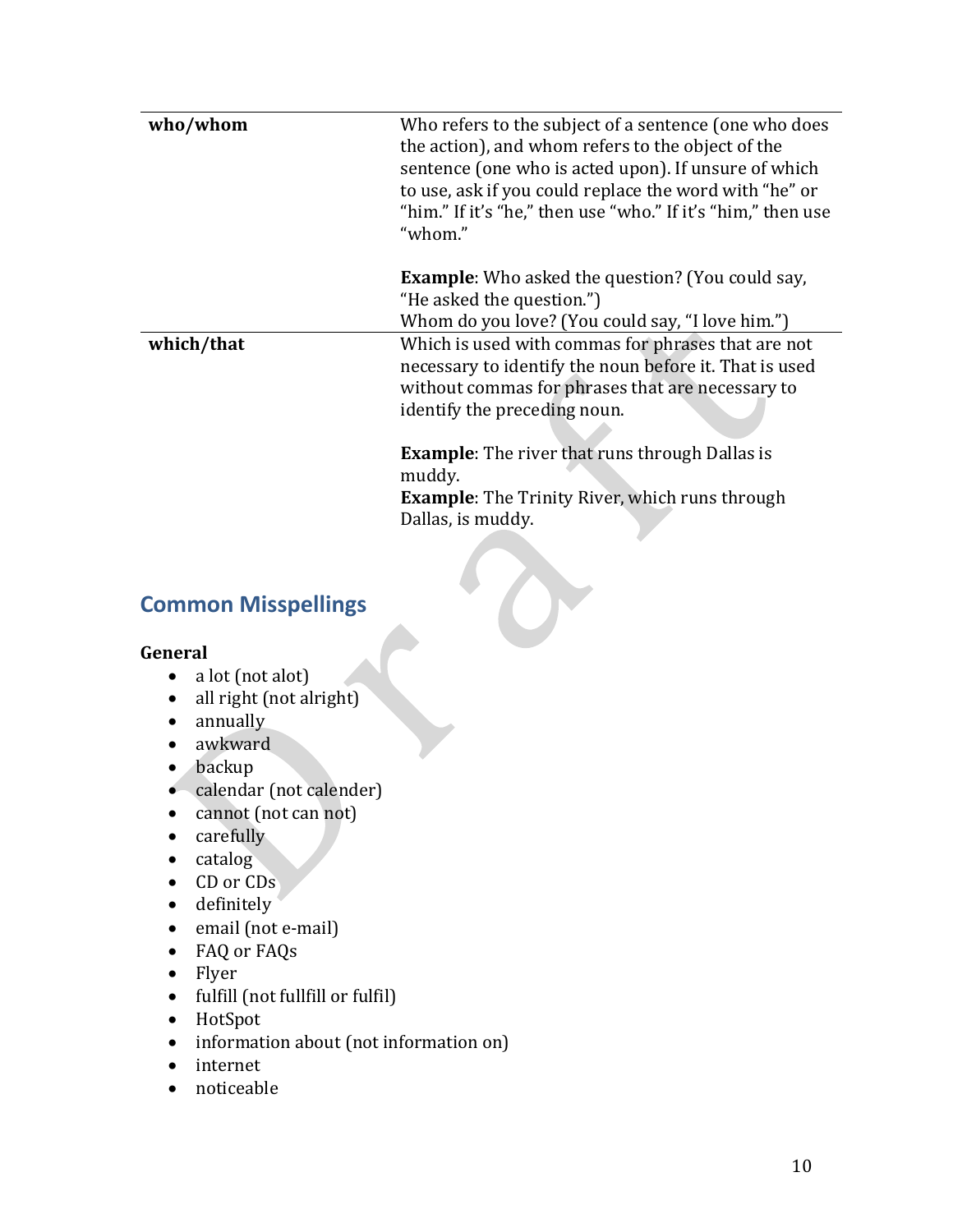| | |
|---|---|
| **who/whom** | Who refers to the subject of a sentence (one who does the action), and whom refers to the object of the sentence (one who is acted upon). If unsure of which to use, ask if you could replace the word with "he" or "him." If it's "he," then use "who." If it's "him," then use "whom."<br><br>**Example**: Who asked the question? (You could say, "He asked the question.")<br>Whom do you love? (You could say, "I love him.") |
| **which/that** | Which is used with commas for phrases that are not necessary to identify the noun before it. That is used without commas for phrases that are necessary to identify the preceding noun.<br><br>**Example**: The river that runs through Dallas is muddy.<br>**Example**: The Trinity River, which runs through Dallas, is muddy. |

## Common Misspellings

**General**

- a lot (not alot)
- all right (not alright)
- annually
- awkward
- backup
- calendar (not calender)
- cannot (not can not)
- carefully
- catalog
- CD or CDs
- definitely
- email (not e-mail)
- FAQ or FAQs
- Flyer
- fulfill (not fullfill or fulfil)
- HotSpot
- information about (not information on)
- internet
- noticeable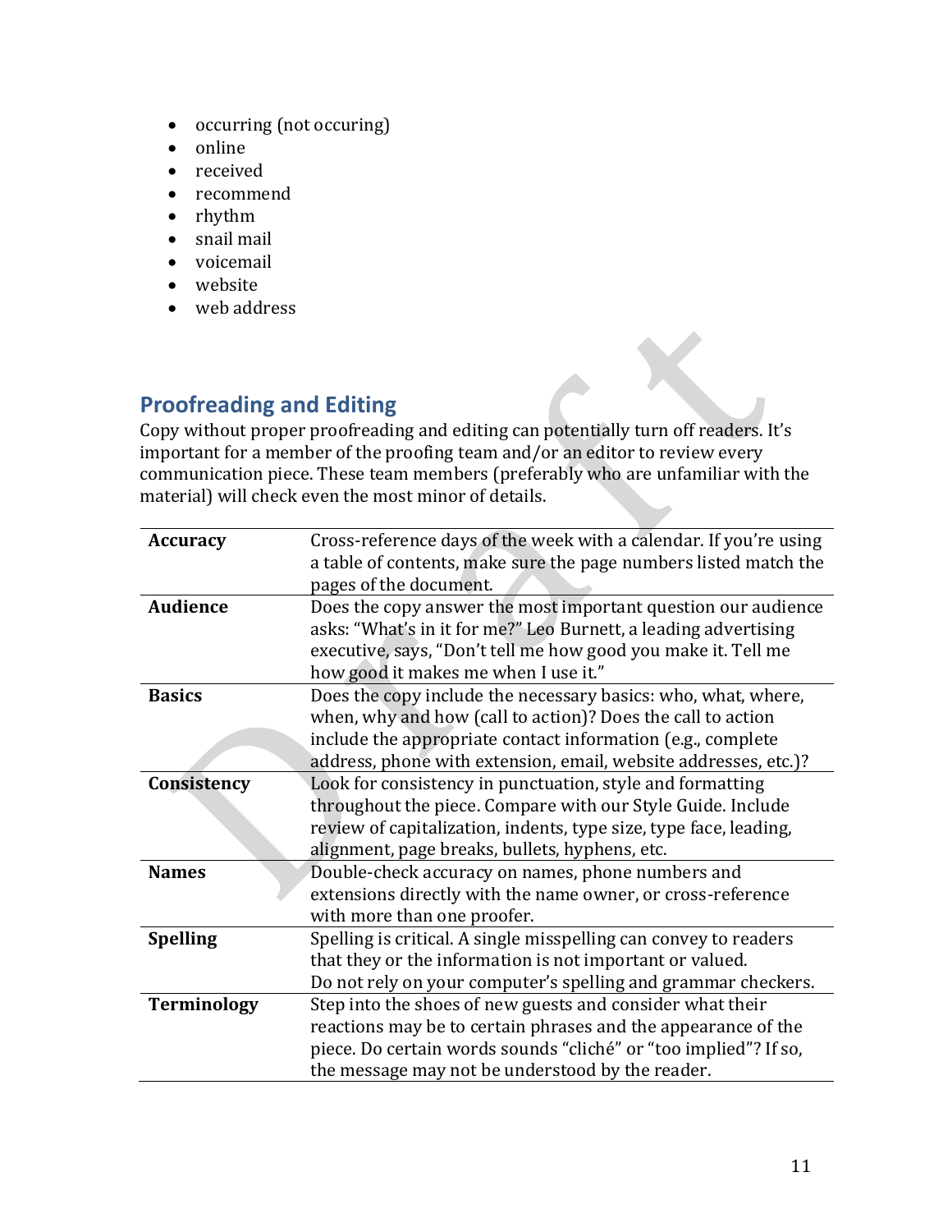- occurring (not occuring)
- online
- received
- recommend
- rhythm
- snail mail
- voicemail
- website
- web address

## Proofreading and Editing

Copy without proper proofreading and editing can potentially turn off readers. It's important for a member of the proofing team and/or an editor to review every communication piece. These team members (preferably who are unfamiliar with the material) will check even the most minor of details.

| | |
|---|---|
| **Accuracy** | Cross-reference days of the week with a calendar. If you're using a table of contents, make sure the page numbers listed match the pages of the document. |
| **Audience** | Does the copy answer the most important question our audience asks: "What's in it for me?" Leo Burnett, a leading advertising executive, says, "Don't tell me how good you make it. Tell me how good it makes me when I use it." |
| **Basics** | Does the copy include the necessary basics: who, what, where, when, why and how (call to action)? Does the call to action include the appropriate contact information (e.g., complete address, phone with extension, email, website addresses, etc.)? |
| **Consistency** | Look for consistency in punctuation, style and formatting throughout the piece. Compare with our Style Guide. Include review of capitalization, indents, type size, type face, leading, alignment, page breaks, bullets, hyphens, etc. |
| **Names** | Double-check accuracy on names, phone numbers and extensions directly with the name owner, or cross-reference with more than one proofer. |
| **Spelling** | Spelling is critical. A single misspelling can convey to readers that they or the information is not important or valued. Do not rely on your computer's spelling and grammar checkers. |
| **Terminology** | Step into the shoes of new guests and consider what their reactions may be to certain phrases and the appearance of the piece. Do certain words sounds "cliché" or "too implied"? If so, the message may not be understood by the reader. |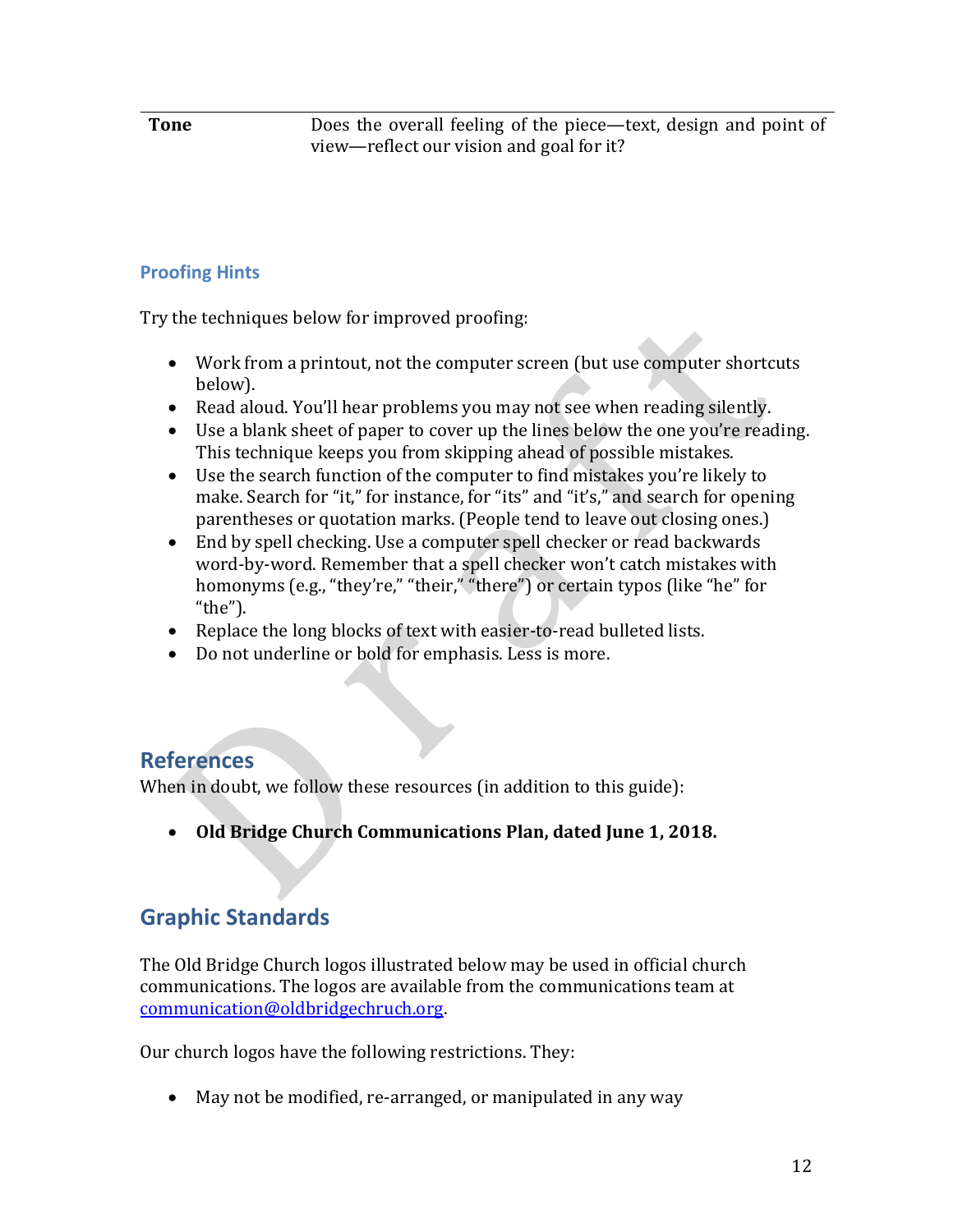| Tone | Does the overall feeling of the piece—text, design and point of view—reflect our vision and goal for it? |
|---|---|

### Proofing Hints

Try the techniques below for improved proofing:

- Work from a printout, not the computer screen (but use computer shortcuts below).
- Read aloud. You'll hear problems you may not see when reading silently.
- Use a blank sheet of paper to cover up the lines below the one you're reading. This technique keeps you from skipping ahead of possible mistakes.
- Use the search function of the computer to find mistakes you're likely to make. Search for "it," for instance, for "its" and "it's," and search for opening parentheses or quotation marks. (People tend to leave out closing ones.)
- End by spell checking. Use a computer spell checker or read backwards word-by-word. Remember that a spell checker won't catch mistakes with homonyms (e.g., "they're," "their," "there") or certain typos (like "he" for "the").
- Replace the long blocks of text with easier-to-read bulleted lists.
- Do not underline or bold for emphasis. Less is more.

## References

When in doubt, we follow these resources (in addition to this guide):

- **Old Bridge Church Communications Plan, dated June 1, 2018.**

## Graphic Standards

The Old Bridge Church logos illustrated below may be used in official church communications. The logos are available from the communications team at communication@oldbridgechruch.org.

Our church logos have the following restrictions. They:

- May not be modified, re-arranged, or manipulated in any way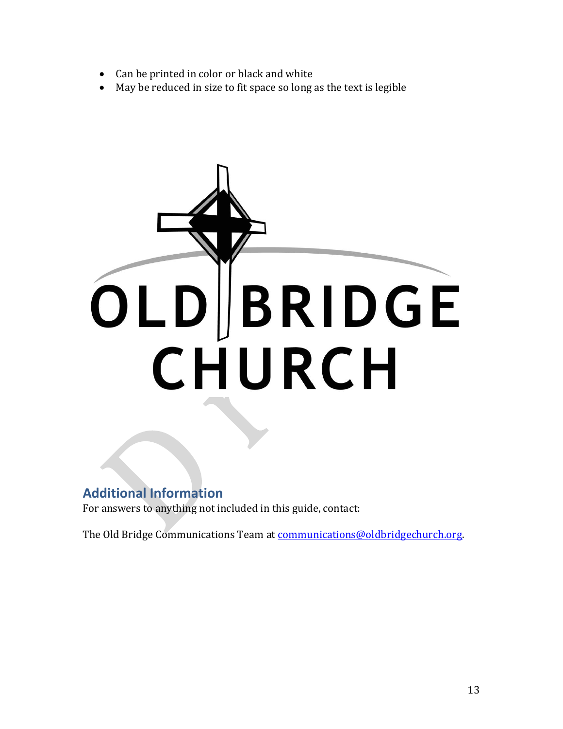- Can be printed in color or black and white
- May be reduced in size to fit space so long as the text is legible

OLD BRIDGE
CHURCH

## Additional Information

For answers to anything not included in this guide, contact:

The Old Bridge Communications Team at communications@oldbridgechurch.org.